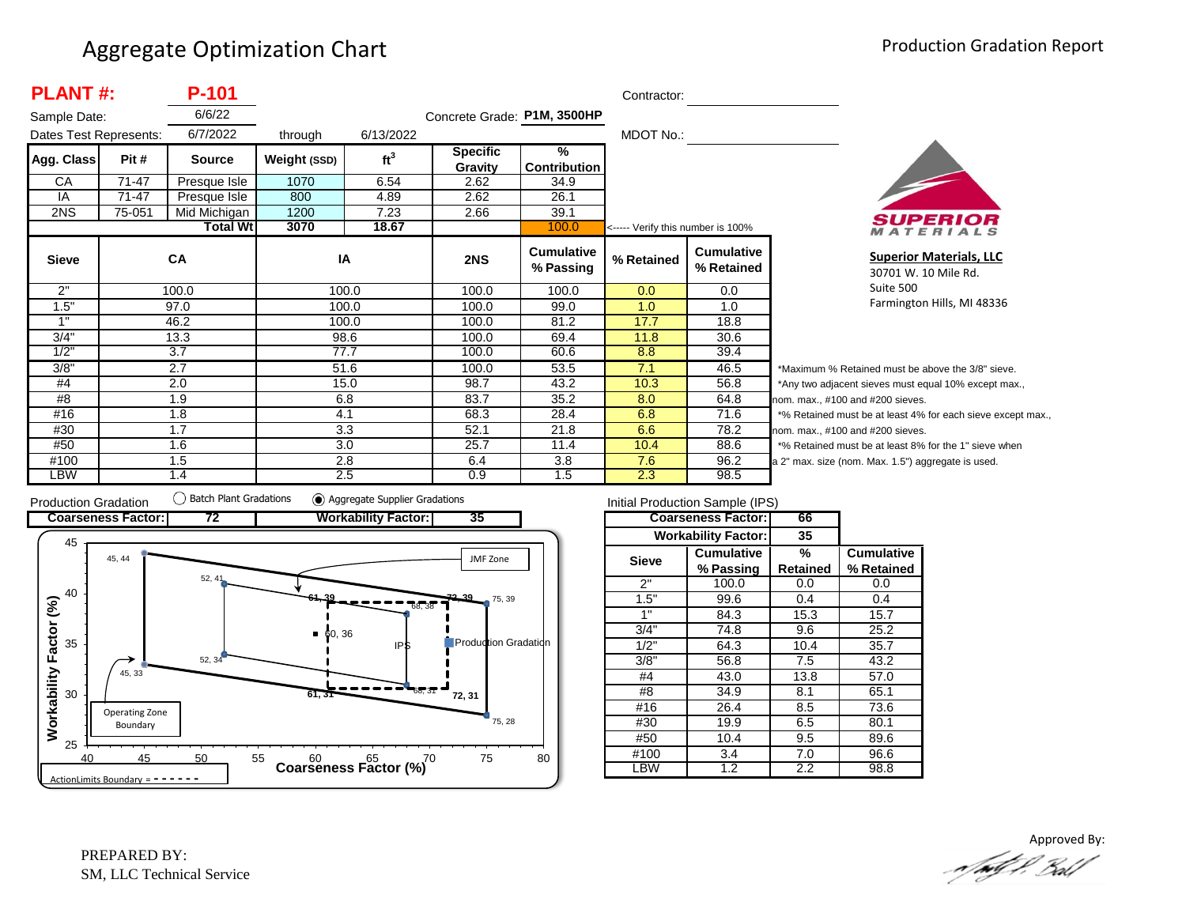# Aggregate Optimization Chart

Production Gradation Report

**PLANT #: P-101**

Sample Date: 6/6/22

Dates Test Represents: 6/7/2022 through 6/13/2022

Concrete Grade: **P1M, 3500HP**

Contractor:

MDOT No.:

| Agg. Class | Pit # | Source | Weight (SSD) | $ft^3$ | Specific Gravity | % Contribution |
|---|---|---|---|---|---|---|
| CA | 71-47 | Presque Isle | 1070 | 6.54 | 2.62 | 34.9 |
| IA | 71-47 | Presque Isle | 800 | 4.89 | 2.62 | 26.1 |
| 2NS | 75-051 | Mid Michigan | 1200 | 7.23 | 2.66 | 39.1 |
| | | **Total Wt** | **3070** | **18.67** | | 100.0 |

<----- Verify this number is 100%

| Sieve | CA | IA | 2NS | Cumulative % Passing | % Retained | Cumulative % Retained |
|---|---|---|---|---|---|---|
| 2" | 100.0 | 100.0 | 100.0 | 100.0 | 0.0 | 0.0 |
| 1.5" | 97.0 | 100.0 | 100.0 | 99.0 | 1.0 | 1.0 |
| 1" | 46.2 | 100.0 | 100.0 | 81.2 | 17.7 | 18.8 |
| 3/4" | 13.3 | 98.6 | 100.0 | 69.4 | 11.8 | 30.6 |
| 1/2" | 3.7 | 77.7 | 100.0 | 60.6 | 8.8 | 39.4 |
| 3/8" | 2.7 | 51.6 | 100.0 | 53.5 | 7.1 | 46.5 |
| #4 | 2.0 | 15.0 | 98.7 | 43.2 | 10.3 | 56.8 |
| #8 | 1.9 | 6.8 | 83.7 | 35.2 | 8.0 | 64.8 |
| #16 | 1.8 | 4.1 | 68.3 | 28.4 | 6.8 | 71.6 |
| #30 | 1.7 | 3.3 | 52.1 | 21.8 | 6.6 | 78.2 |
| #50 | 1.6 | 3.0 | 25.7 | 11.4 | 10.4 | 88.6 |
| #100 | 1.5 | 2.8 | 6.4 | 3.8 | 7.6 | 96.2 |
| LBW | 1.4 | 2.5 | 0.9 | 1.5 | 2.3 | 98.5 |

**Superior Materials, LLC**
30701 W. 10 Mile Rd.
Suite 500
Farmington Hills, MI 48336

*Maximum % Retained must be above the 3/8" sieve.
*Any two adjacent sieves must equal 10% except max., nom. max., #100 and #200 sieves.
*% Retained must be at least 4% for each sieve except max., nom. max., #100 and #200 sieves.
*% Retained must be at least 8% for the 1" sieve when a 2" max. size (nom. Max. 1.5") aggregate is used.

Production Gradation ( ) Batch Plant Gradations (●) Aggregate Supplier Gradations

**Coarseness Factor: 72** **Workability Factor: 35**

Initial Production Sample (IPS)

**Coarseness Factor: 66**
**Workability Factor: 35**

| Sieve | Cumulative % Passing | % Retained | Cumulative % Retained |
|---|---|---|---|
| 2" | 100.0 | 0.0 | 0.0 |
| 1.5" | 99.6 | 0.4 | 0.4 |
| 1" | 84.3 | 15.3 | 15.7 |
| 3/4" | 74.8 | 9.6 | 25.2 |
| 1/2" | 64.3 | 10.4 | 35.7 |
| 3/8" | 56.8 | 7.5 | 43.2 |
| #4 | 43.0 | 13.8 | 57.0 |
| #8 | 34.9 | 8.1 | 65.1 |
| #16 | 26.4 | 8.5 | 73.6 |
| #30 | 19.9 | 6.5 | 80.1 |
| #50 | 10.4 | 9.5 | 89.6 |
| #100 | 3.4 | 7.0 | 96.6 |
| LBW | 1.2 | 2.2 | 98.8 |

PREPARED BY:
SM, LLC Technical Service

Approved By: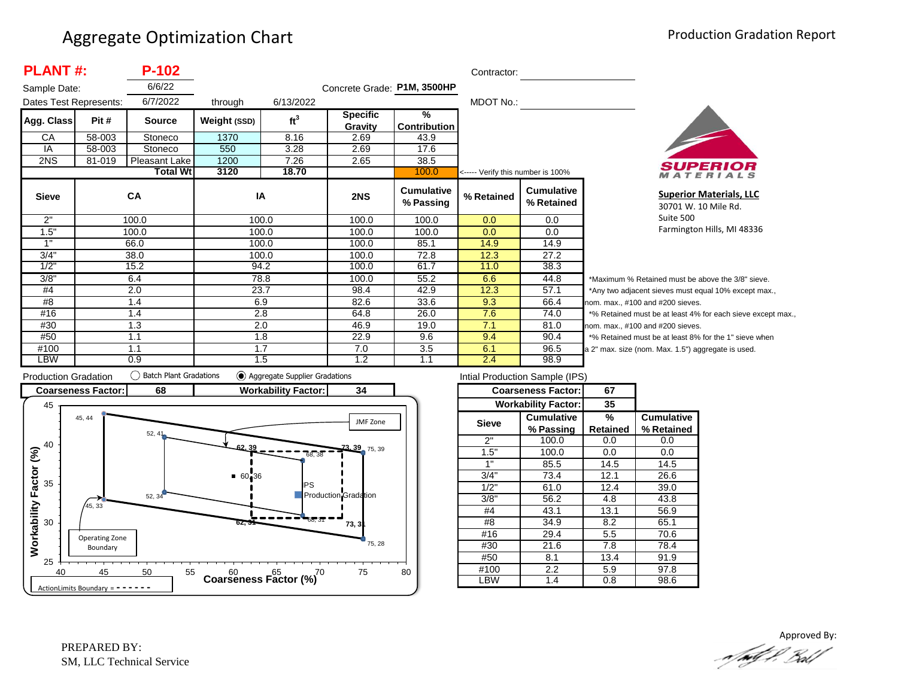# Aggregate Optimization Chart

Production Gradation Report

**PLANT #:** **P-102**

Sample Date: 6/6/22

Dates Test Represents: 6/7/2022 through 6/13/2022

Concrete Grade: **P1M, 3500HP**

Contractor:

MDOT No.:

| Agg. Class | Pit # | Source | Weight (SSD) | $ft^3$ | Specific Gravity | % Contribution |
|---|---|---|---|---|---|---|
| CA | 58-003 | Stoneco | 1370 | 8.16 | 2.69 | 43.9 |
| IA | 58-003 | Stoneco | 550 | 3.28 | 2.69 | 17.6 |
| 2NS | 81-019 | Pleasant Lake | 1200 | 7.26 | 2.65 | 38.5 |
| | | **Total Wt** | **3120** | **18.70** | | 100.0 |

<----- Verify this number is 100%

| Sieve | CA | IA | 2NS | Cumulative % Passing | % Retained | Cumulative % Retained |
|---|---|---|---|---|---|---|
| 2" | 100.0 | 100.0 | 100.0 | 100.0 | 0.0 | 0.0 |
| 1.5" | 100.0 | 100.0 | 100.0 | 100.0 | 0.0 | 0.0 |
| 1" | 66.0 | 100.0 | 100.0 | 85.1 | 14.9 | 14.9 |
| 3/4" | 38.0 | 100.0 | 100.0 | 72.8 | 12.3 | 27.2 |
| 1/2" | 15.2 | 94.2 | 100.0 | 61.7 | 11.0 | 38.3 |
| 3/8" | 6.4 | 78.8 | 100.0 | 55.2 | 6.6 | 44.8 |
| #4 | 2.0 | 23.7 | 98.4 | 42.9 | 12.3 | 57.1 |
| #8 | 1.4 | 6.9 | 82.6 | 33.6 | 9.3 | 66.4 |
| #16 | 1.4 | 2.8 | 64.8 | 26.0 | 7.6 | 74.0 |
| #30 | 1.3 | 2.0 | 46.9 | 19.0 | 7.1 | 81.0 |
| #50 | 1.1 | 1.8 | 22.9 | 9.6 | 9.4 | 90.4 |
| #100 | 1.1 | 1.7 | 7.0 | 3.5 | 6.1 | 96.5 |
| LBW | 0.9 | 1.5 | 1.2 | 1.1 | 2.4 | 98.9 |

*Maximum % Retained must be above the 3/8" sieve.
*Any two adjacent sieves must equal 10% except max., nom. max., #100 and #200 sieves.
*% Retained must be at least 4% for each sieve except max., nom. max., #100 and #200 sieves.
*% Retained must be at least 8% for the 1" sieve when a 2" max. size (nom. Max. 1.5") aggregate is used.

**Superior Materials, LLC**
30701 W. 10 Mile Rd.
Suite 500
Farmington Hills, MI 48336

Production Gradation ( ) Batch Plant Gradations (•) Aggregate Supplier Gradations

| **Coarseness Factor:** | **68** | **Workability Factor:** | **34** |
|---|---|---|---|

Intial Production Sample (IPS)

| **Coarseness Factor:** | **67** |
|---|---|
| **Workability Factor:** | **35** |

| Sieve | Cumulative % Passing | % Retained | Cumulative % Retained |
|---|---|---|---|
| 2" | 100.0 | 0.0 | 0.0 |
| 1.5" | 100.0 | 0.0 | 0.0 |
| 1" | 85.5 | 14.5 | 14.5 |
| 3/4" | 73.4 | 12.1 | 26.6 |
| 1/2" | 61.0 | 12.4 | 39.0 |
| 3/8" | 56.2 | 4.8 | 43.8 |
| #4 | 43.1 | 13.1 | 56.9 |
| #8 | 34.9 | 8.2 | 65.1 |
| #16 | 29.4 | 5.5 | 70.6 |
| #30 | 21.6 | 7.8 | 78.4 |
| #50 | 8.1 | 13.4 | 91.9 |
| #100 | 2.2 | 5.9 | 97.8 |
| LBW | 1.4 | 0.8 | 98.6 |

Workability Factor (%) vs. Coarseness Factor (%) chart: JMF Zone; Operating Zone Boundary (45, 44), (52, 41), (75, 39), (75, 28), (52, 34), (45, 33); ActionLimits Boundary = - - - - - - (62, 39), (73, 39), (73, 31), (62, 31); (68, 38), (68, 31); IPS (60, 36); Production Gradation.

PREPARED BY:
SM, LLC Technical Service

Approved By: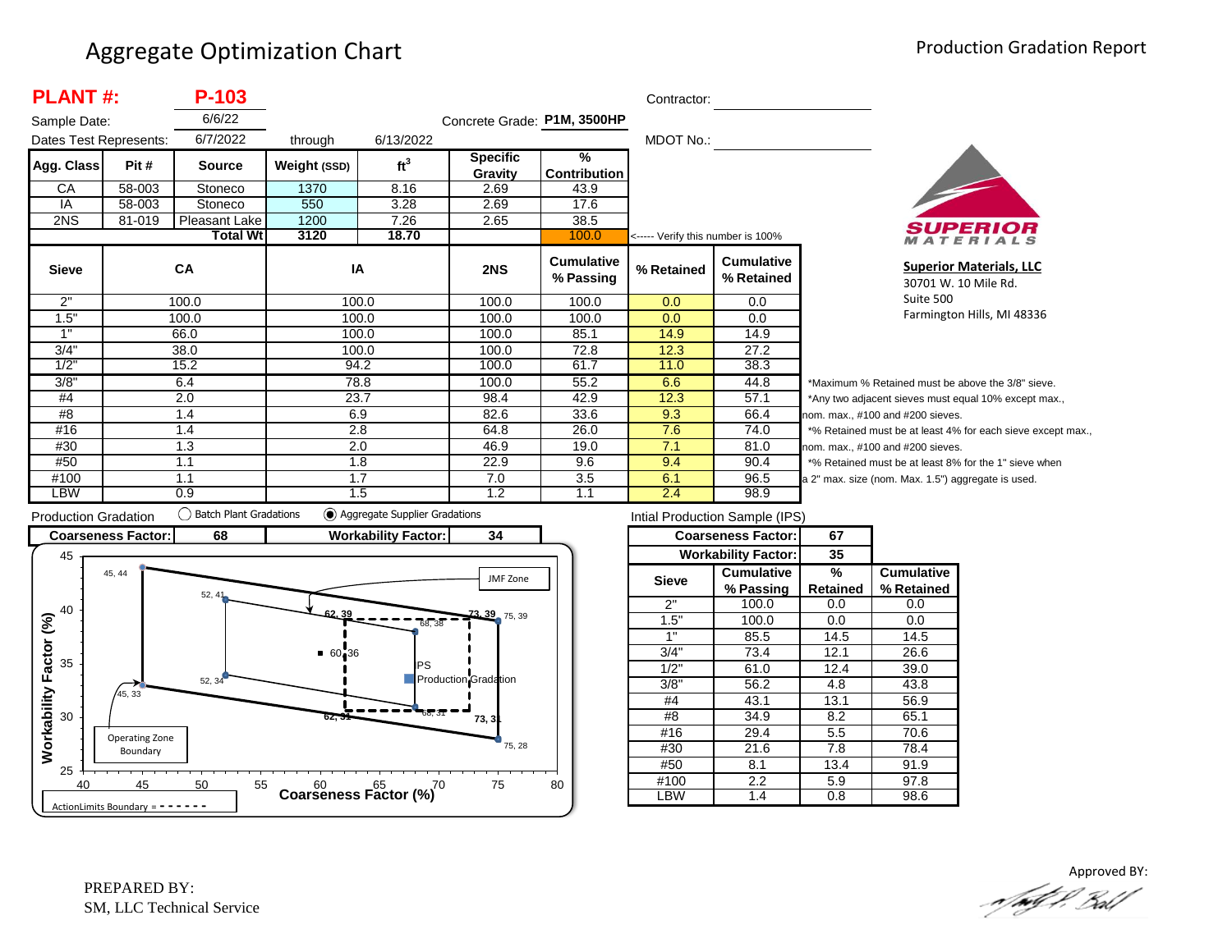# Aggregate Optimization Chart

Production Gradation Report

**PLANT #:** **P-103**

Sample Date: 6/6/22

Dates Test Represents: 6/7/2022 through 6/13/2022

Concrete Grade: **P1M, 3500HP**

Contractor:

MDOT No.:

| Agg. Class | Pit # | Source | Weight (SSD) | ft$^3$ | Specific Gravity | % Contribution |
|---|---|---|---|---|---|---|
| CA | 58-003 | Stoneco | 1370 | 8.16 | 2.69 | 43.9 |
| IA | 58-003 | Stoneco | 550 | 3.28 | 2.69 | 17.6 |
| 2NS | 81-019 | Pleasant Lake | 1200 | 7.26 | 2.65 | 38.5 |
| | | **Total Wt** | **3120** | **18.70** | | 100.0 |

<----- Verify this number is 100%

**SUPERIOR MATERIALS**

**Superior Materials, LLC**
30701 W. 10 Mile Rd.
Suite 500
Farmington Hills, MI 48336

| Sieve | CA | IA | 2NS | Cumulative % Passing | % Retained | Cumulative % Retained |
|---|---|---|---|---|---|---|
| 2" | 100.0 | 100.0 | 100.0 | 100.0 | 0.0 | 0.0 |
| 1.5" | 100.0 | 100.0 | 100.0 | 100.0 | 0.0 | 0.0 |
| 1" | 66.0 | 100.0 | 100.0 | 85.1 | 14.9 | 14.9 |
| 3/4" | 38.0 | 100.0 | 100.0 | 72.8 | 12.3 | 27.2 |
| 1/2" | 15.2 | 94.2 | 100.0 | 61.7 | 11.0 | 38.3 |
| 3/8" | 6.4 | 78.8 | 100.0 | 55.2 | 6.6 | 44.8 |
| #4 | 2.0 | 23.7 | 98.4 | 42.9 | 12.3 | 57.1 |
| #8 | 1.4 | 6.9 | 82.6 | 33.6 | 9.3 | 66.4 |
| #16 | 1.4 | 2.8 | 64.8 | 26.0 | 7.6 | 74.0 |
| #30 | 1.3 | 2.0 | 46.9 | 19.0 | 7.1 | 81.0 |
| #50 | 1.1 | 1.8 | 22.9 | 9.6 | 9.4 | 90.4 |
| #100 | 1.1 | 1.7 | 7.0 | 3.5 | 6.1 | 96.5 |
| LBW | 0.9 | 1.5 | 1.2 | 1.1 | 2.4 | 98.9 |

*Maximum % Retained must be above the 3/8" sieve.
*Any two adjacent sieves must equal 10% except max., nom. max., #100 and #200 sieves.
*% Retained must be at least 4% for each sieve except max., nom. max., #100 and #200 sieves.
*% Retained must be at least 8% for the 1" sieve when a 2" max. size (nom. Max. 1.5") aggregate is used.

Production Gradation ○ Batch Plant Gradations ◉ Aggregate Supplier Gradations

| Coarseness Factor: | 68 | Workability Factor: | 34 |
|---|---|---|---|

Chart: Workability Factor (%) vs. Coarseness Factor (%). Operating Zone Boundary points: 45, 44; 52, 41; 75, 39; 75, 28; 52, 34; 45, 33. JMF Zone / Action Limits Boundary points: 62, 39; 73, 39; 73, 31; 62, 31. Other points: 68, 38; 68, 31; 60, 36 (IPS); Production Gradation. ActionLimits Boundary = - - - - - -

Intial Production Sample (IPS)

| Coarseness Factor: | 67 |
|---|---|
| Workability Factor: | 35 |

| Sieve | Cumulative % Passing | % Retained | Cumulative % Retained |
|---|---|---|---|
| 2" | 100.0 | 0.0 | 0.0 |
| 1.5" | 100.0 | 0.0 | 0.0 |
| 1" | 85.5 | 14.5 | 14.5 |
| 3/4" | 73.4 | 12.1 | 26.6 |
| 1/2" | 61.0 | 12.4 | 39.0 |
| 3/8" | 56.2 | 4.8 | 43.8 |
| #4 | 43.1 | 13.1 | 56.9 |
| #8 | 34.9 | 8.2 | 65.1 |
| #16 | 29.4 | 5.5 | 70.6 |
| #30 | 21.6 | 7.8 | 78.4 |
| #50 | 8.1 | 13.4 | 91.9 |
| #100 | 2.2 | 5.9 | 97.8 |
| LBW | 1.4 | 0.8 | 98.6 |

PREPARED BY:
SM, LLC Technical Service

Approved BY: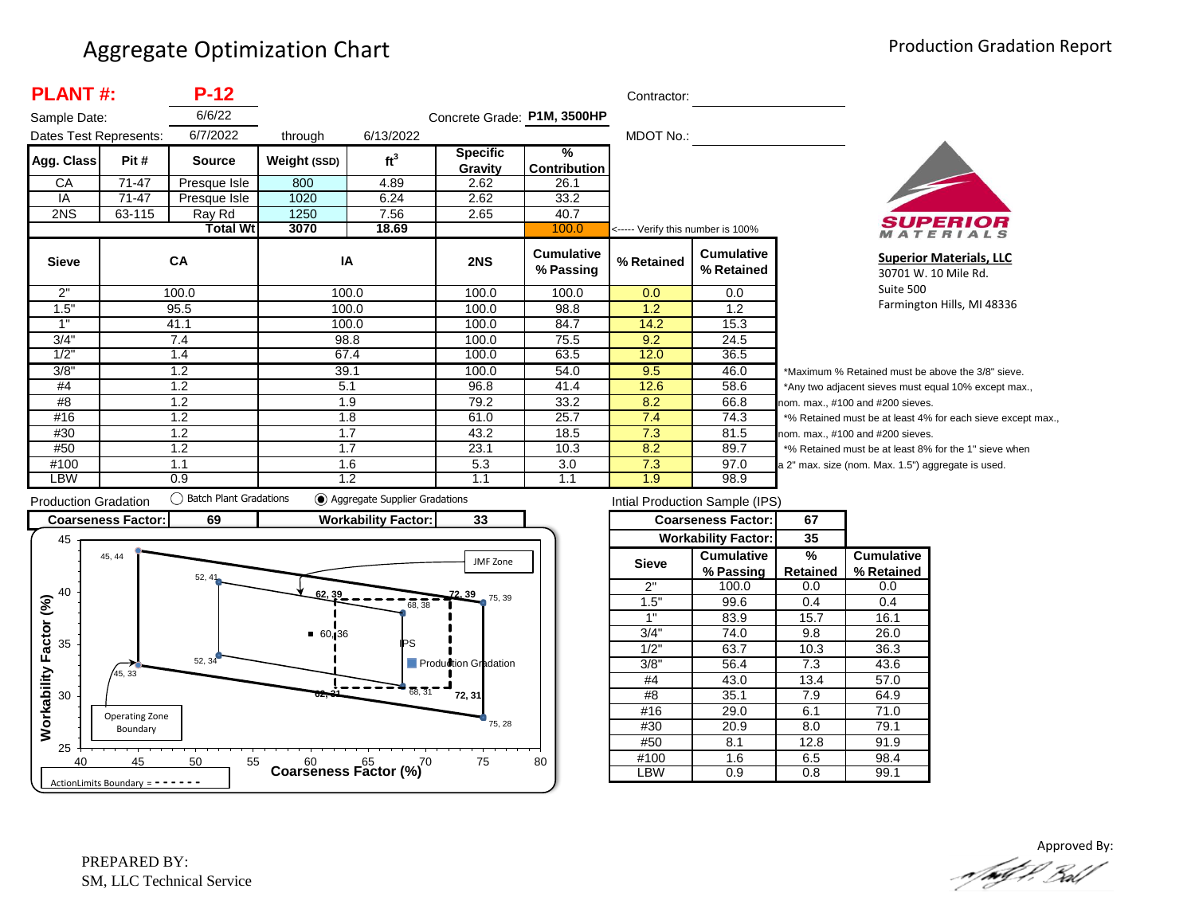# Aggregate Optimization Chart

Production Gradation Report

**PLANT #:** **P-12**

Sample Date: 6/6/22

Dates Test Represents: 6/7/2022 through 6/13/2022

Concrete Grade: **P1M, 3500HP**

Contractor:

MDOT No.:

| Agg. Class | Pit # | Source | Weight (SSD) | $ft^3$ | Specific Gravity | % Contribution |
|---|---|---|---|---|---|---|
| CA | 71-47 | Presque Isle | 800 | 4.89 | 2.62 | 26.1 |
| IA | 71-47 | Presque Isle | 1020 | 6.24 | 2.62 | 33.2 |
| 2NS | 63-115 | Ray Rd | 1250 | 7.56 | 2.65 | 40.7 |
| | | Total Wt | 3070 | 18.69 | | 100.0 |

<----- Verify this number is 100%

| Sieve | CA | IA | 2NS | Cumulative % Passing | % Retained | Cumulative % Retained |
|---|---|---|---|---|---|---|
| 2" | 100.0 | 100.0 | 100.0 | 100.0 | 0.0 | 0.0 |
| 1.5" | 95.5 | 100.0 | 100.0 | 98.8 | 1.2 | 1.2 |
| 1" | 41.1 | 100.0 | 100.0 | 84.7 | 14.2 | 15.3 |
| 3/4" | 7.4 | 98.8 | 100.0 | 75.5 | 9.2 | 24.5 |
| 1/2" | 1.4 | 67.4 | 100.0 | 63.5 | 12.0 | 36.5 |
| 3/8" | 1.2 | 39.1 | 100.0 | 54.0 | 9.5 | 46.0 |
| #4 | 1.2 | 5.1 | 96.8 | 41.4 | 12.6 | 58.6 |
| #8 | 1.2 | 1.9 | 79.2 | 33.2 | 8.2 | 66.8 |
| #16 | 1.2 | 1.8 | 61.0 | 25.7 | 7.4 | 74.3 |
| #30 | 1.2 | 1.7 | 43.2 | 18.5 | 7.3 | 81.5 |
| #50 | 1.2 | 1.7 | 23.1 | 10.3 | 8.2 | 89.7 |
| #100 | 1.1 | 1.6 | 5.3 | 3.0 | 7.3 | 97.0 |
| LBW | 0.9 | 1.2 | 1.1 | 1.1 | 1.9 | 98.9 |

*Maximum % Retained must be above the 3/8" sieve.
*Any two adjacent sieves must equal 10% except max., nom. max., #100 and #200 sieves.
*% Retained must be at least 4% for each sieve except max., nom. max., #100 and #200 sieves.
*% Retained must be at least 8% for the 1" sieve when a 2" max. size (nom. Max. 1.5") aggregate is used.

**Superior Materials, LLC**
30701 W. 10 Mile Rd.
Suite 500
Farmington Hills, MI 48336

Production Gradation ◯ Batch Plant Gradations ◉ Aggregate Supplier Gradations

| Coarseness Factor: | 69 | Workability Factor: | 33 |
|---|---|---|---|

Intial Production Sample (IPS)

| Coarseness Factor: | 67 |
|---|---|
| Workability Factor: | 35 |

| Sieve | Cumulative % Passing | % Retained | Cumulative % Retained |
|---|---|---|---|
| 2" | 100.0 | 0.0 | 0.0 |
| 1.5" | 99.6 | 0.4 | 0.4 |
| 1" | 83.9 | 15.7 | 16.1 |
| 3/4" | 74.0 | 9.8 | 26.0 |
| 1/2" | 63.7 | 10.3 | 36.3 |
| 3/8" | 56.4 | 7.3 | 43.6 |
| #4 | 43.0 | 13.4 | 57.0 |
| #8 | 35.1 | 7.9 | 64.9 |
| #16 | 29.0 | 6.1 | 71.0 |
| #30 | 20.9 | 8.0 | 79.1 |
| #50 | 8.1 | 12.8 | 91.9 |
| #100 | 1.6 | 6.5 | 98.4 |
| LBW | 0.9 | 0.8 | 99.1 |

Chart: Workability Factor (%) vs. Coarseness Factor (%). Operating Zone Boundary points: 45, 44; 52, 41; 75, 39; 45, 33; 52, 34; 75, 28. JMF Zone / Action Limits Boundary points: 62, 39; 72, 39; 68, 38; 62, 31; 68, 31; 72, 31. IPS: 60, 36. Production Gradation. ActionLimits Boundary = - - - - - -

PREPARED BY:
SM, LLC Technical Service

Approved By: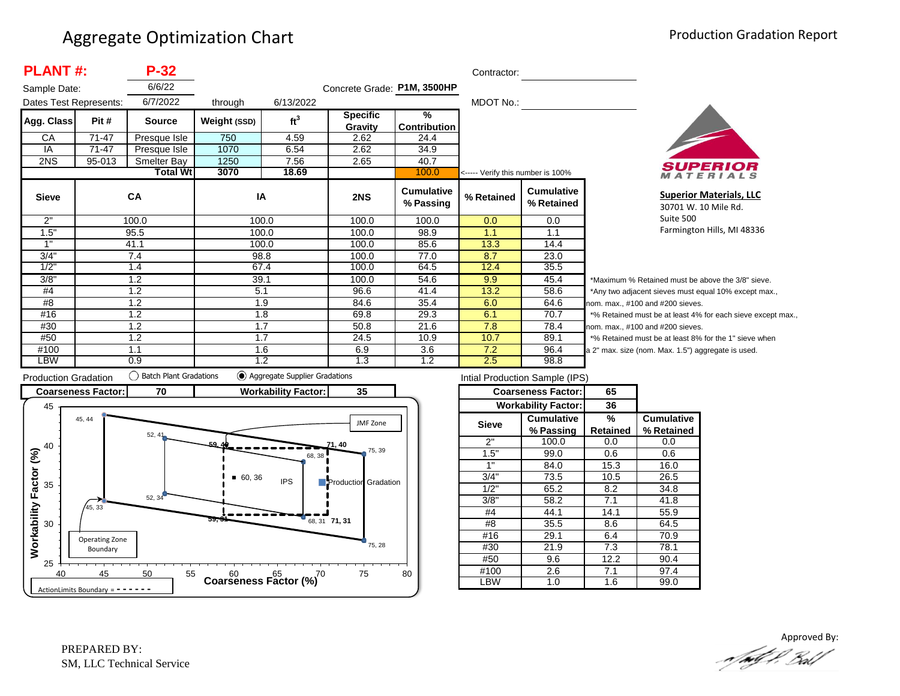# Aggregate Optimization Chart

Production Gradation Report

**PLANT #:** **P-32**

Sample Date: 6/6/22

Dates Test Represents: 6/7/2022 through 6/13/2022

Concrete Grade: **P1M, 3500HP**

Contractor:

MDOT No.:

| Agg. Class | Pit # | Source | Weight (SSD) | $ft^3$ | Specific Gravity | % Contribution |
|---|---|---|---|---|---|---|
| CA | 71-47 | Presque Isle | 750 | 4.59 | 2.62 | 24.4 |
| IA | 71-47 | Presque Isle | 1070 | 6.54 | 2.62 | 34.9 |
| 2NS | 95-013 | Smelter Bay | 1250 | 7.56 | 2.65 | 40.7 |
| | | Total Wt | 3070 | 18.69 | | 100.0 |

<----- Verify this number is 100%

| Sieve | CA | IA | 2NS | Cumulative % Passing | % Retained | Cumulative % Retained |
|---|---|---|---|---|---|---|
| 2" | 100.0 | 100.0 | 100.0 | 100.0 | 0.0 | 0.0 |
| 1.5" | 95.5 | 100.0 | 100.0 | 98.9 | 1.1 | 1.1 |
| 1" | 41.1 | 100.0 | 100.0 | 85.6 | 13.3 | 14.4 |
| 3/4" | 7.4 | 98.8 | 100.0 | 77.0 | 8.7 | 23.0 |
| 1/2" | 1.4 | 67.4 | 100.0 | 64.5 | 12.4 | 35.5 |
| 3/8" | 1.2 | 39.1 | 100.0 | 54.6 | 9.9 | 45.4 |
| #4 | 1.2 | 5.1 | 96.6 | 41.4 | 13.2 | 58.6 |
| #8 | 1.2 | 1.9 | 84.6 | 35.4 | 6.0 | 64.6 |
| #16 | 1.2 | 1.8 | 69.8 | 29.3 | 6.1 | 70.7 |
| #30 | 1.2 | 1.7 | 50.8 | 21.6 | 7.8 | 78.4 |
| #50 | 1.2 | 1.7 | 24.5 | 10.9 | 10.7 | 89.1 |
| #100 | 1.1 | 1.6 | 6.9 | 3.6 | 7.2 | 96.4 |
| LBW | 0.9 | 1.2 | 1.3 | 1.2 | 2.5 | 98.8 |

*Maximum % Retained must be above the 3/8" sieve.
*Any two adjacent sieves must equal 10% except max., nom. max., #100 and #200 sieves.
*% Retained must be at least 4% for each sieve except max., nom. max., #100 and #200 sieves.
*% Retained must be at least 8% for the 1" sieve when a 2" max. size (nom. Max. 1.5") aggregate is used.

**Superior Materials, LLC**
30701 W. 10 Mile Rd.
Suite 500
Farmington Hills, MI 48336

Production Gradation ○ Batch Plant Gradations ◉ Aggregate Supplier Gradations

**Coarseness Factor:** 70 **Workability Factor:** 35

Intial Production Sample (IPS)

| | Coarseness Factor: | 65 | |
|---|---|---|---|
| | Workability Factor: | 36 | |
| Sieve | Cumulative % Passing | % Retained | Cumulative % Retained |
| 2" | 100.0 | 0.0 | 0.0 |
| 1.5" | 99.0 | 0.6 | 0.6 |
| 1" | 84.0 | 15.3 | 16.0 |
| 3/4" | 73.5 | 10.5 | 26.5 |
| 1/2" | 65.2 | 8.2 | 34.8 |
| 3/8" | 58.2 | 7.1 | 41.8 |
| #4 | 44.1 | 14.1 | 55.9 |
| #8 | 35.5 | 8.6 | 64.5 |
| #16 | 29.1 | 6.4 | 70.9 |
| #30 | 21.9 | 7.3 | 78.1 |
| #50 | 9.6 | 12.2 | 90.4 |
| #100 | 2.6 | 7.1 | 97.4 |
| LBW | 1.0 | 1.6 | 99.0 |

PREPARED BY:
SM, LLC Technical Service

Approved By: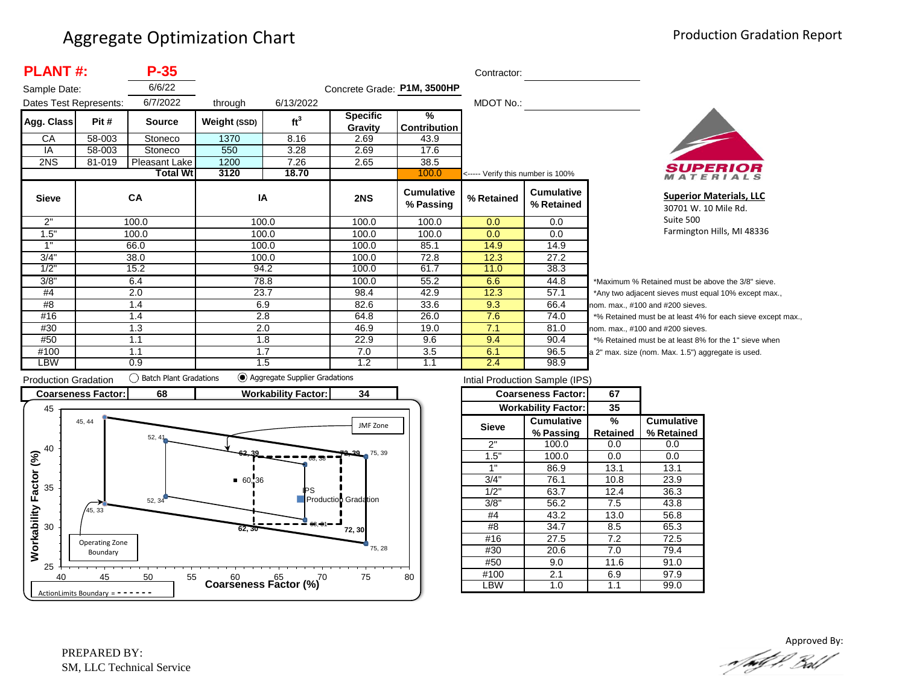# Aggregate Optimization Chart

Production Gradation Report

**PLANT #:** **P-35**

Sample Date: 6/6/22

Dates Test Represents: 6/7/2022 through 6/13/2022

Concrete Grade: **P1M, 3500HP**

Contractor:

MDOT No.:

| Agg. Class | Pit # | Source | Weight (SSD) | ft$^3$ | Specific Gravity | % Contribution |
|---|---|---|---|---|---|---|
| CA | 58-003 | Stoneco | 1370 | 8.16 | 2.69 | 43.9 |
| IA | 58-003 | Stoneco | 550 | 3.28 | 2.69 | 17.6 |
| 2NS | 81-019 | Pleasant Lake | 1200 | 7.26 | 2.65 | 38.5 |
| | | **Total Wt** | **3120** | **18.70** | | 100.0 |

<----- Verify this number is 100%

**SUPERIOR MATERIALS**

**Superior Materials, LLC**
30701 W. 10 Mile Rd.
Suite 500
Farmington Hills, MI 48336

| Sieve | CA | IA | 2NS | Cumulative % Passing | % Retained | Cumulative % Retained |
|---|---|---|---|---|---|---|
| 2" | 100.0 | 100.0 | 100.0 | 100.0 | 0.0 | 0.0 |
| 1.5" | 100.0 | 100.0 | 100.0 | 100.0 | 0.0 | 0.0 |
| 1" | 66.0 | 100.0 | 100.0 | 85.1 | 14.9 | 14.9 |
| 3/4" | 38.0 | 100.0 | 100.0 | 72.8 | 12.3 | 27.2 |
| 1/2" | 15.2 | 94.2 | 100.0 | 61.7 | 11.0 | 38.3 |
| 3/8" | 6.4 | 78.8 | 100.0 | 55.2 | 6.6 | 44.8 |
| #4 | 2.0 | 23.7 | 98.4 | 42.9 | 12.3 | 57.1 |
| #8 | 1.4 | 6.9 | 82.6 | 33.6 | 9.3 | 66.4 |
| #16 | 1.4 | 2.8 | 64.8 | 26.0 | 7.6 | 74.0 |
| #30 | 1.3 | 2.0 | 46.9 | 19.0 | 7.1 | 81.0 |
| #50 | 1.1 | 1.8 | 22.9 | 9.6 | 9.4 | 90.4 |
| #100 | 1.1 | 1.7 | 7.0 | 3.5 | 6.1 | 96.5 |
| LBW | 0.9 | 1.5 | 1.2 | 1.1 | 2.4 | 98.9 |

*Maximum % Retained must be above the 3/8" sieve.
*Any two adjacent sieves must equal 10% except max., nom. max., #100 and #200 sieves.
*% Retained must be at least 4% for each sieve except max., nom. max., #100 and #200 sieves.
*% Retained must be at least 8% for the 1" sieve when a 2" max. size (nom. Max. 1.5") aggregate is used.

Production Gradation ○ Batch Plant Gradations ◉ Aggregate Supplier Gradations

| Coarseness Factor: | 68 | Workability Factor: | 34 |
|---|---|---|---|

Intial Production Sample (IPS)

| Coarseness Factor: | 67 |
|---|---|
| Workability Factor: | 35 |

| Sieve | Cumulative % Passing | % Retained | Cumulative % Retained |
|---|---|---|---|
| 2" | 100.0 | 0.0 | 0.0 |
| 1.5" | 100.0 | 0.0 | 0.0 |
| 1" | 86.9 | 13.1 | 13.1 |
| 3/4" | 76.1 | 10.8 | 23.9 |
| 1/2" | 63.7 | 12.4 | 36.3 |
| 3/8" | 56.2 | 7.5 | 43.8 |
| #4 | 43.2 | 13.0 | 56.8 |
| #8 | 34.7 | 8.5 | 65.3 |
| #16 | 27.5 | 7.2 | 72.5 |
| #30 | 20.6 | 7.0 | 79.4 |
| #50 | 9.0 | 11.6 | 91.0 |
| #100 | 2.1 | 6.9 | 97.9 |
| LBW | 1.0 | 1.1 | 99.0 |

PREPARED BY:
SM, LLC Technical Service

Approved By: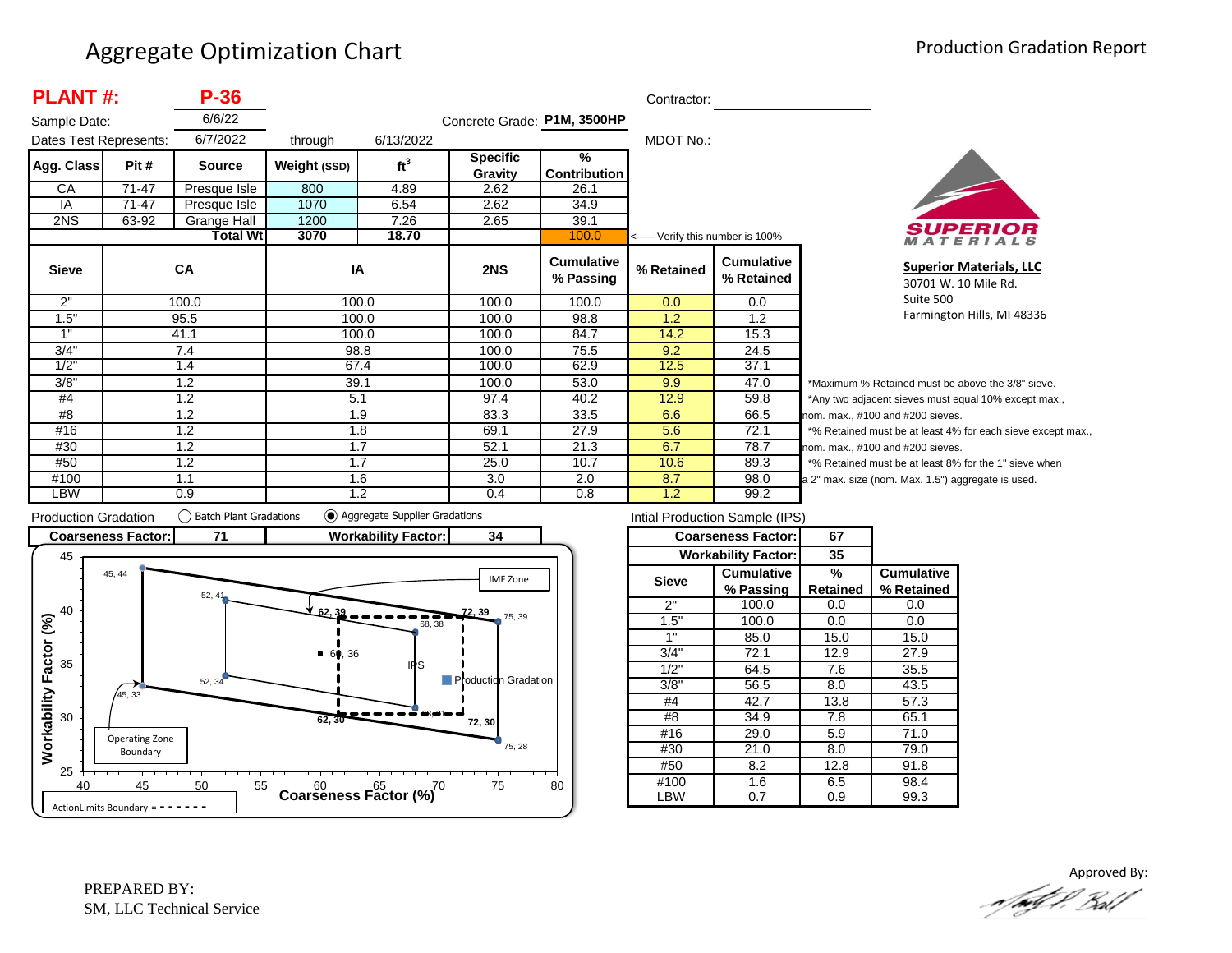# Aggregate Optimization Chart

Production Gradation Report

**PLANT #:** **P-36**

Sample Date: 6/6/22

Dates Test Represents: 6/7/2022 through 6/13/2022

Concrete Grade: **P1M, 3500HP**

Contractor:

MDOT No.:

| Agg. Class | Pit # | Source | Weight (SSD) | $ft^3$ | Specific Gravity | % Contribution |
|---|---|---|---|---|---|---|
| CA | 71-47 | Presque Isle | 800 | 4.89 | 2.62 | 26.1 |
| IA | 71-47 | Presque Isle | 1070 | 6.54 | 2.62 | 34.9 |
| 2NS | 63-92 | Grange Hall | 1200 | 7.26 | 2.65 | 39.1 |
| | | **Total Wt** | **3070** | **18.70** | | 100.0 |

<----- Verify this number is 100%

| Sieve | CA | IA | 2NS | Cumulative % Passing | % Retained | Cumulative % Retained |
|---|---|---|---|---|---|---|
| 2" | 100.0 | 100.0 | 100.0 | 100.0 | 0.0 | 0.0 |
| 1.5" | 95.5 | 100.0 | 100.0 | 98.8 | 1.2 | 1.2 |
| 1" | 41.1 | 100.0 | 100.0 | 84.7 | 14.2 | 15.3 |
| 3/4" | 7.4 | 98.8 | 100.0 | 75.5 | 9.2 | 24.5 |
| 1/2" | 1.4 | 67.4 | 100.0 | 62.9 | 12.5 | 37.1 |
| 3/8" | 1.2 | 39.1 | 100.0 | 53.0 | 9.9 | 47.0 |
| #4 | 1.2 | 5.1 | 97.4 | 40.2 | 12.9 | 59.8 |
| #8 | 1.2 | 1.9 | 83.3 | 33.5 | 6.6 | 66.5 |
| #16 | 1.2 | 1.8 | 69.1 | 27.9 | 5.6 | 72.1 |
| #30 | 1.2 | 1.7 | 52.1 | 21.3 | 6.7 | 78.7 |
| #50 | 1.2 | 1.7 | 25.0 | 10.7 | 10.6 | 89.3 |
| #100 | 1.1 | 1.6 | 3.0 | 2.0 | 8.7 | 98.0 |
| LBW | 0.9 | 1.2 | 0.4 | 0.8 | 1.2 | 99.2 |

**Superior Materials, LLC**
30701 W. 10 Mile Rd.
Suite 500
Farmington Hills, MI 48336

*Maximum % Retained must be above the 3/8" sieve.
*Any two adjacent sieves must equal 10% except max., nom. max., #100 and #200 sieves.
*% Retained must be at least 4% for each sieve except max., nom. max., #100 and #200 sieves.
*% Retained must be at least 8% for the 1" sieve when a 2" max. size (nom. Max. 1.5") aggregate is used.

Production Gradation ( ) Batch Plant Gradations (•) Aggregate Supplier Gradations

| Coarseness Factor: | 71 | Workability Factor: | 34 |
|---|---|---|---|

Workability Factor (%) vs. Coarseness Factor (%) chart — points: 45, 44; 52, 41; 62, 39; 72, 39; 75, 39; 68, 38; 60, 36; 52, 34; 45, 33; 62, 30; 68, 31; 72, 30; 75, 28. Labels: JMF Zone, IPS, Production Gradation, Operating Zone Boundary, ActionLimits Boundary = - - - - - -

Intial Production Sample (IPS)

| Coarseness Factor: | 67 |
|---|---|
| Workability Factor: | 35 |

| Sieve | Cumulative % Passing | % Retained | Cumulative % Retained |
|---|---|---|---|
| 2" | 100.0 | 0.0 | 0.0 |
| 1.5" | 100.0 | 0.0 | 0.0 |
| 1" | 85.0 | 15.0 | 15.0 |
| 3/4" | 72.1 | 12.9 | 27.9 |
| 1/2" | 64.5 | 7.6 | 35.5 |
| 3/8" | 56.5 | 8.0 | 43.5 |
| #4 | 42.7 | 13.8 | 57.3 |
| #8 | 34.9 | 7.8 | 65.1 |
| #16 | 29.0 | 5.9 | 71.0 |
| #30 | 21.0 | 8.0 | 79.0 |
| #50 | 8.2 | 12.8 | 91.8 |
| #100 | 1.6 | 6.5 | 98.4 |
| LBW | 0.7 | 0.9 | 99.3 |

PREPARED BY:
SM, LLC Technical Service

Approved By: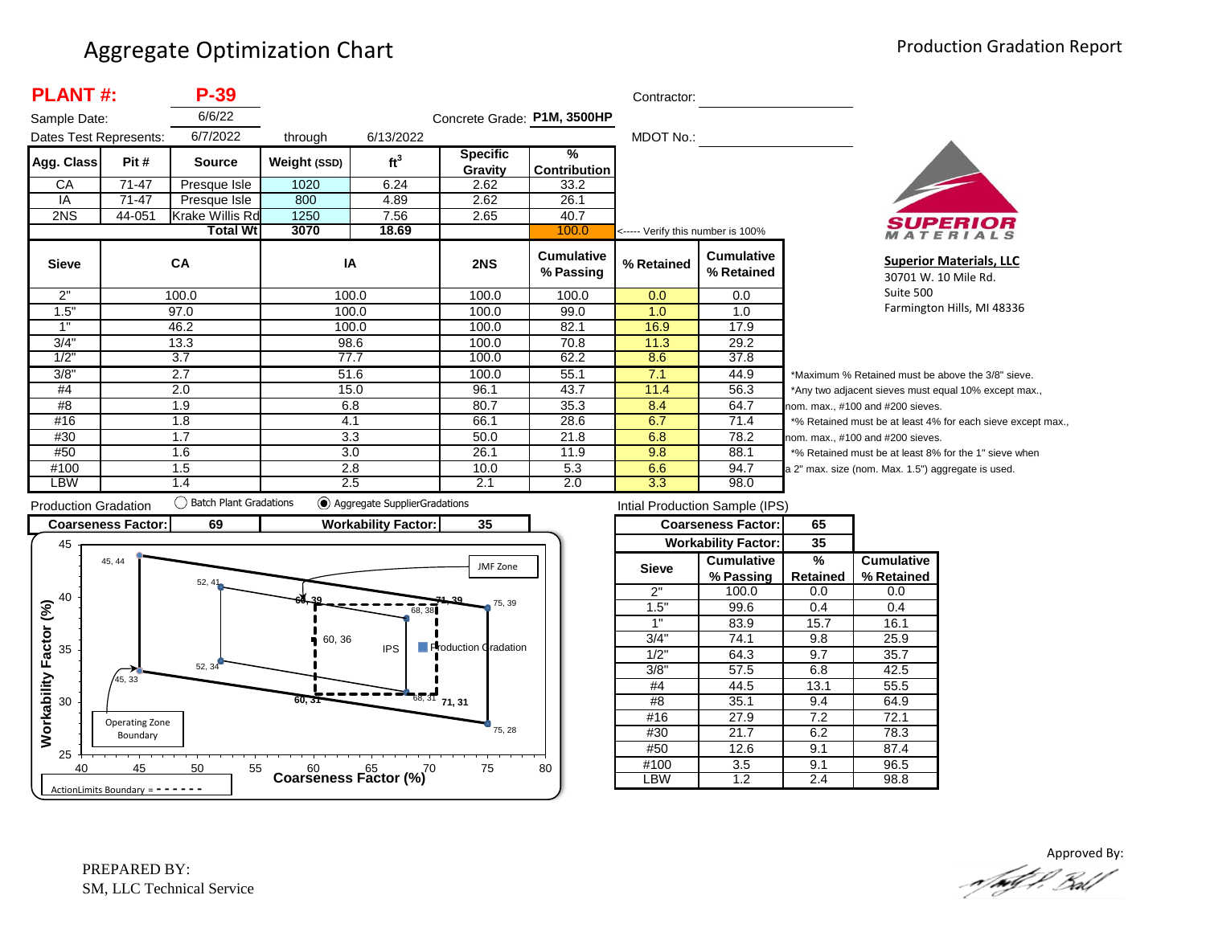# Aggregate Optimization Chart

Production Gradation Report

**PLANT #:** **P-39**

Sample Date: 6/6/22

Dates Test Represents: 6/7/2022 through 6/13/2022

Concrete Grade: **P1M, 3500HP**

Contractor:

MDOT No.:

| Agg. Class | Pit # | Source | Weight (SSD) | ft$^3$ | Specific Gravity | % Contribution |
|---|---|---|---|---|---|---|
| CA | 71-47 | Presque Isle | 1020 | 6.24 | 2.62 | 33.2 |
| IA | 71-47 | Presque Isle | 800 | 4.89 | 2.62 | 26.1 |
| 2NS | 44-051 | Krake Willis Rd | 1250 | 7.56 | 2.65 | 40.7 |
| | | **Total Wt** | **3070** | **18.69** | | 100.0 |

<----- Verify this number is 100%

| Sieve | CA | IA | 2NS | Cumulative % Passing | % Retained | Cumulative % Retained |
|---|---|---|---|---|---|---|
| 2" | 100.0 | 100.0 | 100.0 | 100.0 | 0.0 | 0.0 |
| 1.5" | 97.0 | 100.0 | 100.0 | 99.0 | 1.0 | 1.0 |
| 1" | 46.2 | 100.0 | 100.0 | 82.1 | 16.9 | 17.9 |
| 3/4" | 13.3 | 98.6 | 100.0 | 70.8 | 11.3 | 29.2 |
| 1/2" | 3.7 | 77.7 | 100.0 | 62.2 | 8.6 | 37.8 |
| 3/8" | 2.7 | 51.6 | 100.0 | 55.1 | 7.1 | 44.9 |
| #4 | 2.0 | 15.0 | 96.1 | 43.7 | 11.4 | 56.3 |
| #8 | 1.9 | 6.8 | 80.7 | 35.3 | 8.4 | 64.7 |
| #16 | 1.8 | 4.1 | 66.1 | 28.6 | 6.7 | 71.4 |
| #30 | 1.7 | 3.3 | 50.0 | 21.8 | 6.8 | 78.2 |
| #50 | 1.6 | 3.0 | 26.1 | 11.9 | 9.8 | 88.1 |
| #100 | 1.5 | 2.8 | 10.0 | 5.3 | 6.6 | 94.7 |
| LBW | 1.4 | 2.5 | 2.1 | 2.0 | 3.3 | 98.0 |

*Maximum % Retained must be above the 3/8" sieve.
*Any two adjacent sieves must equal 10% except max., nom. max., #100 and #200 sieves.
*% Retained must be at least 4% for each sieve except max., nom. max., #100 and #200 sieves.
*% Retained must be at least 8% for the 1" sieve when a 2" max. size (nom. Max. 1.5") aggregate is used.

**Superior Materials, LLC**
30701 W. 10 Mile Rd.
Suite 500
Farmington Hills, MI 48336

Production Gradation ◯ Batch Plant Gradations ◉ Aggregate SupplierGradations

| **Coarseness Factor:** | **69** | **Workability Factor:** | **35** |
|---|---|---|---|

Intial Production Sample (IPS)

| | **Coarseness Factor:** | **65** | |
|---|---|---|---|
| | **Workability Factor:** | **35** | |
| **Sieve** | **Cumulative % Passing** | **% Retained** | **Cumulative % Retained** |
| 2" | 100.0 | 0.0 | 0.0 |
| 1.5" | 99.6 | 0.4 | 0.4 |
| 1" | 83.9 | 15.7 | 16.1 |
| 3/4" | 74.1 | 9.8 | 25.9 |
| 1/2" | 64.3 | 9.7 | 35.7 |
| 3/8" | 57.5 | 6.8 | 42.5 |
| #4 | 44.5 | 13.1 | 55.5 |
| #8 | 35.1 | 9.4 | 64.9 |
| #16 | 27.9 | 7.2 | 72.1 |
| #30 | 21.7 | 6.2 | 78.3 |
| #50 | 12.6 | 9.1 | 87.4 |
| #100 | 3.5 | 9.1 | 96.5 |
| LBW | 1.2 | 2.4 | 98.8 |

PREPARED BY:
SM, LLC Technical Service

Approved By: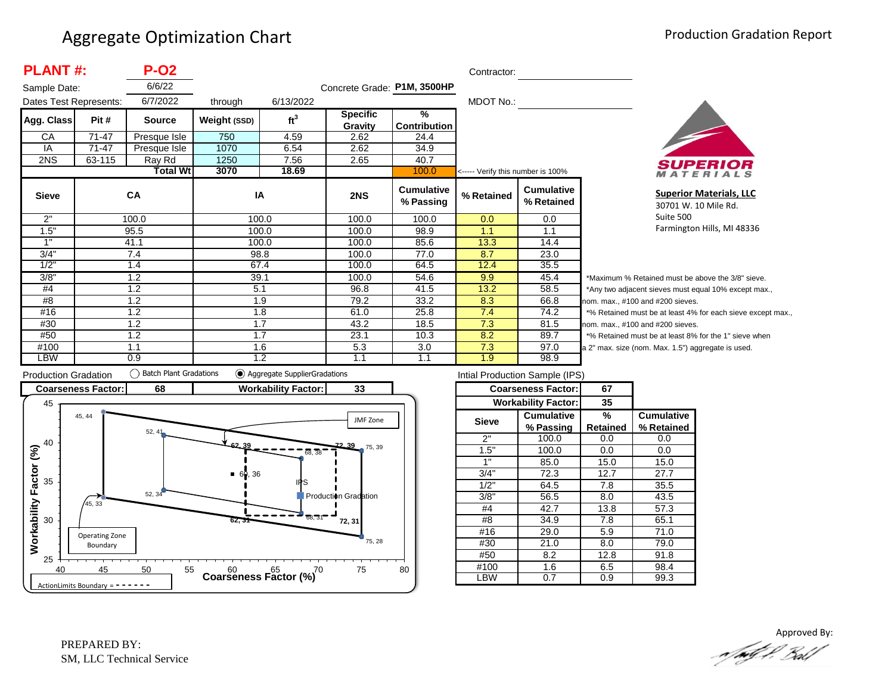# Aggregate Optimization Chart

Production Gradation Report

**PLANT #:** **P-O2**

Sample Date: 6/6/22

Concrete Grade: **P1M, 3500HP**

Dates Test Represents: 6/7/2022 through 6/13/2022

Contractor:

MDOT No.:

| Agg. Class | Pit # | Source | Weight (SSD) | $ft^3$ | Specific Gravity | % Contribution |
|---|---|---|---|---|---|---|
| CA | 71-47 | Presque Isle | 750 | 4.59 | 2.62 | 24.4 |
| IA | 71-47 | Presque Isle | 1070 | 6.54 | 2.62 | 34.9 |
| 2NS | 63-115 | Ray Rd | 1250 | 7.56 | 2.65 | 40.7 |
| | | Total Wt | 3070 | 18.69 | | 100.0 |

<----- Verify this number is 100%

**SUPERIOR MATERIALS**

**Superior Materials, LLC**
30701 W. 10 Mile Rd.
Suite 500
Farmington Hills, MI 48336

| Sieve | CA | IA | 2NS | Cumulative % Passing | % Retained | Cumulative % Retained |
|---|---|---|---|---|---|---|
| 2" | 100.0 | 100.0 | 100.0 | 100.0 | 0.0 | 0.0 |
| 1.5" | 95.5 | 100.0 | 100.0 | 98.9 | 1.1 | 1.1 |
| 1" | 41.1 | 100.0 | 100.0 | 85.6 | 13.3 | 14.4 |
| 3/4" | 7.4 | 98.8 | 100.0 | 77.0 | 8.7 | 23.0 |
| 1/2" | 1.4 | 67.4 | 100.0 | 64.5 | 12.4 | 35.5 |
| 3/8" | 1.2 | 39.1 | 100.0 | 54.6 | 9.9 | 45.4 |
| #4 | 1.2 | 5.1 | 96.8 | 41.5 | 13.2 | 58.5 |
| #8 | 1.2 | 1.9 | 79.2 | 33.2 | 8.3 | 66.8 |
| #16 | 1.2 | 1.8 | 61.0 | 25.8 | 7.4 | 74.2 |
| #30 | 1.2 | 1.7 | 43.2 | 18.5 | 7.3 | 81.5 |
| #50 | 1.2 | 1.7 | 23.1 | 10.3 | 8.2 | 89.7 |
| #100 | 1.1 | 1.6 | 5.3 | 3.0 | 7.3 | 97.0 |
| LBW | 0.9 | 1.2 | 1.1 | 1.1 | 1.9 | 98.9 |

*Maximum % Retained must be above the 3/8" sieve.
*Any two adjacent sieves must equal 10% except max., nom. max., #100 and #200 sieves.
*% Retained must be at least 4% for each sieve except max., nom. max., #100 and #200 sieves.
*% Retained must be at least 8% for the 1" sieve when a 2" max. size (nom. Max. 1.5") aggregate is used.

Production Gradation ◯ Batch Plant Gradations ◉ Aggregate SupplierGradations

| Coarseness Factor: | 68 | Workability Factor: | 33 |
|---|---|---|---|

Workability Factor (%)
Coarseness Factor (%)
45, 44
52, 41
62, 39
72, 39
75, 39
68, 38
60, 36
IPS
52, 34
Production Gradation
45, 33
68, 31
62, 31
72, 31
75, 28
JMF Zone
Operating Zone Boundary
ActionLimits Boundary = - - - - - -
45
40
35
30
25
40 45 50 55 60 65 70 75 80

Intial Production Sample (IPS)

| Coarseness Factor: | 67 |
|---|---|
| Workability Factor: | 35 |

| Sieve | Cumulative % Passing | % Retained | Cumulative % Retained |
|---|---|---|---|
| 2" | 100.0 | 0.0 | 0.0 |
| 1.5" | 100.0 | 0.0 | 0.0 |
| 1" | 85.0 | 15.0 | 15.0 |
| 3/4" | 72.3 | 12.7 | 27.7 |
| 1/2" | 64.5 | 7.8 | 35.5 |
| 3/8" | 56.5 | 8.0 | 43.5 |
| #4 | 42.7 | 13.8 | 57.3 |
| #8 | 34.9 | 7.8 | 65.1 |
| #16 | 29.0 | 5.9 | 71.0 |
| #30 | 21.0 | 8.0 | 79.0 |
| #50 | 8.2 | 12.8 | 91.8 |
| #100 | 1.6 | 6.5 | 98.4 |
| LBW | 0.7 | 0.9 | 99.3 |

PREPARED BY:
SM, LLC Technical Service

Approved By: